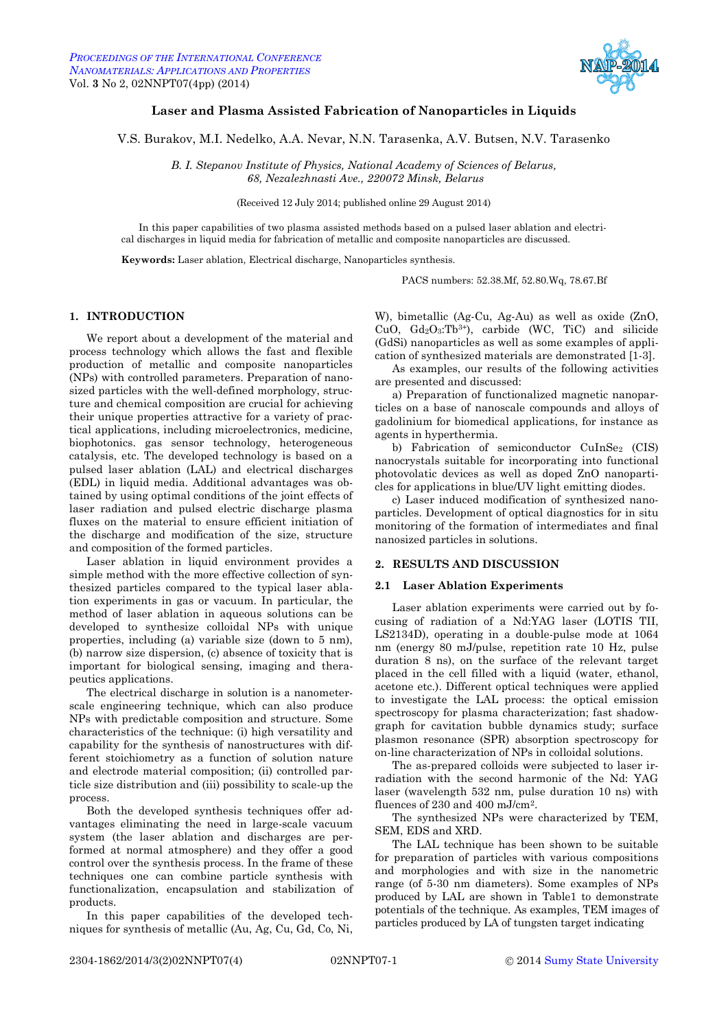# Laser and Plasma Assisted Fabrication of Nanoparticles in Liquids

V.S. Burakov, M.I. Nedelko, A.A. Nevar, N.N. Tarasenka, A.V. Butsen, N.V. Tarasenko

*B. I. Stepanov Institute of Physics, National Academy of Sciences of Belarus, 68, Nezalezhnasti Ave., 220072 Minsk, Belarus*

(Received 12 July 2014; published online 29 August 2014)

In this paper capabilities of two plasma assisted methods based on a pulsed laser ablation and electrical discharges in liquid media for fabrication of metallic and composite nanoparticles are discussed.

**Keywords:** Laser ablation, Electrical discharge, Nanoparticles synthesis.

PACS numbers: 52.38.Mf, 52.80.Wq, 78.67.Bf

## 1. INTRODUCTION

We report about a development of the material and process technology which allows the fast and flexible production of metallic and composite nanoparticles (NPs) with controlled parameters. Preparation of nanosized particles with the well-defined morphology, structure and chemical composition are crucial for achieving their unique properties attractive for a variety of practical applications, including microelectronics, medicine, biophotonics. gas sensor technology, heterogeneous catalysis, etc. The developed technology is based on a pulsed laser ablation (LAL) and electrical discharges (EDL) in liquid media. Additional advantages was obtained by using optimal conditions of the joint effects of laser radiation and pulsed electric discharge plasma fluxes on the material to ensure efficient initiation of the discharge and modification of the size, structure and composition of the formed particles.

Laser ablation in liquid environment provides a simple method with the more effective collection of synthesized particles compared to the typical laser ablation experiments in gas or vacuum. In particular, the method of laser ablation in aqueous solutions can be developed to synthesize colloidal NPs with unique properties, including (a) variable size (down to 5 nm), (b) narrow size dispersion, (c) absence of toxicity that is important for biological sensing, imaging and therapeutics applications.

The electrical discharge in solution is a nanometer-scale engineering technique, which can also produce NPs with predictable composition and structure. Some characteristics of the technique: (i) high versatility and capability for the synthesis of nanostructures with different stoichiometry as a function of solution nature and electrode material composition; (ii) controlled particle size distribution and (iii) possibility to scale-up the process.

Both the developed synthesis techniques offer advantages eliminating the need in large-scale vacuum system (the laser ablation and discharges are performed at normal atmosphere) and they offer a good control over the synthesis process. In the frame of these techniques one can combine particle synthesis with functionalization, encapsulation and stabilization of products.

In this paper capabilities of the developed techniques for synthesis of metallic (Au, Ag, Cu, Gd, Co, Ni, W), bimetallic (Ag-Cu, Ag-Au) as well as oxide (ZnO, CuO, $Gd_2O_3$:$Tb^{3+}$), carbide (WC, TiC) and silicide (GdSi) nanoparticles as well as some examples of application of synthesized materials are demonstrated [1-3].

As examples, our results of the following activities are presented and discussed:

a) Preparation of functionalized magnetic nanoparticles on a base of nanoscale compounds and alloys of gadolinium for biomedical applications, for instance as agents in hyperthermia.

b) Fabrication of semiconductor $CuInSe_2$ (CIS) nanocrystals suitable for incorporating into functional photovolatic devices as well as doped ZnO nanoparticles for applications in blue/UV light emitting diodes.

c) Laser induced modification of synthesized nanoparticles. Development of optical diagnostics for in situ monitoring of the formation of intermediates and final nanosized particles in solutions.

## 2. RESULTS AND DISCUSSION

### 2.1 Laser Ablation Experiments

Laser ablation experiments were carried out by focusing of radiation of a Nd:YAG laser (LOTIS TII, LS2134D), operating in a double-pulse mode at 1064 nm (energy 80 mJ/pulse, repetition rate 10 Hz, pulse duration 8 ns), on the surface of the relevant target placed in the cell filled with a liquid (water, ethanol, acetone etc.). Different optical techniques were applied to investigate the LAL process: the optical emission spectroscopy for plasma characterization; fast shadowgraph for cavitation bubble dynamics study; surface plasmon resonance (SPR) absorption spectroscopy for on-line characterization of NPs in colloidal solutions.

The as-prepared colloids were subjected to laser irradiation with the second harmonic of the Nd: YAG laser (wavelength 532 nm, pulse duration 10 ns) with fluences of 230 and 400 mJ/cm$^2$.

The synthesized NPs were characterized by TEM, SEM, EDS and XRD.

The LAL technique has been shown to be suitable for preparation of particles with various compositions and morphologies and with size in the nanometric range (of 5-30 nm diameters). Some examples of NPs produced by LAL are shown in Table1 to demonstrate potentials of the technique. As examples, TEM images of particles produced by LA of tungsten target indicating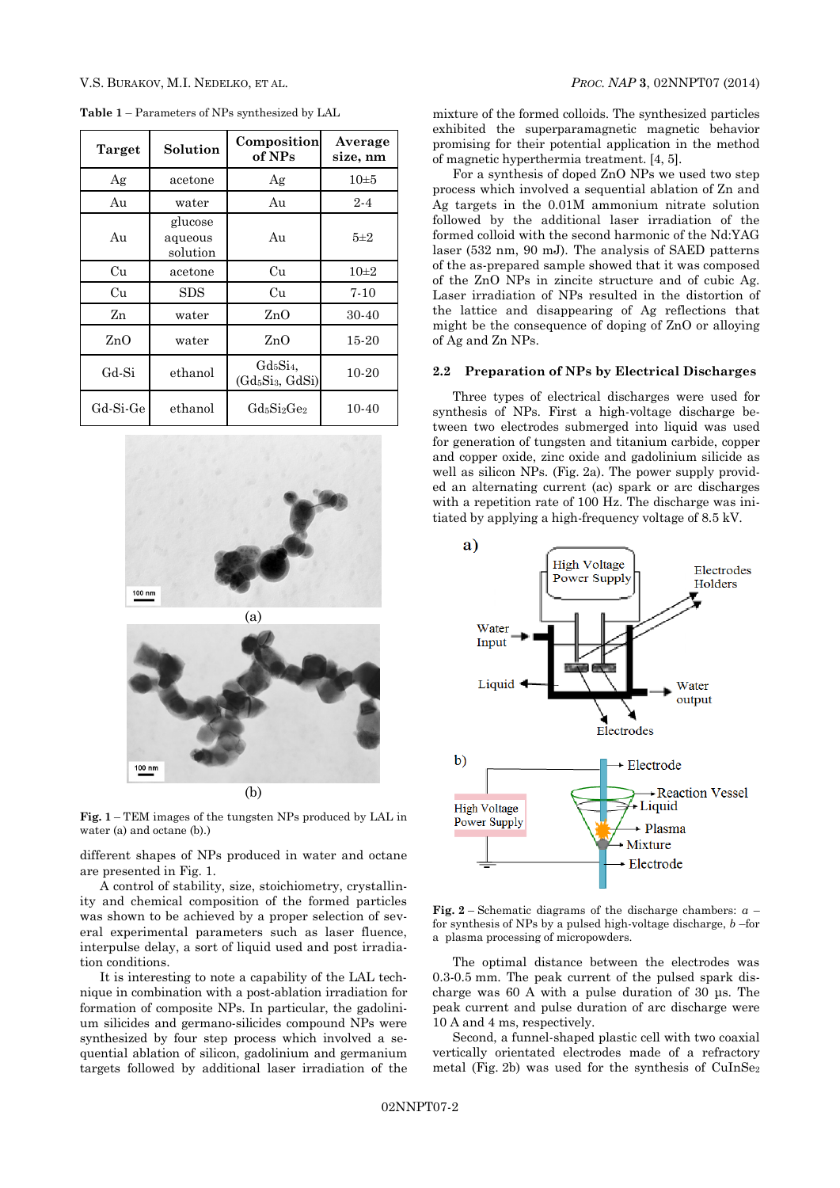**Table 1** – Parameters of NPs synthesized by LAL

| Target | Solution | Composition of NPs | Average size, nm |
|---|---|---|---|
| Ag | acetone | Ag | 10±5 |
| Au | water | Au | 2-4 |
| Au | glucose aqueous solution | Au | 5±2 |
| Cu | acetone | Cu | 10±2 |
| Cu | SDS | Cu | 7-10 |
| Zn | water | ZnO | 30-40 |
| ZnO | water | ZnO | 15-20 |
| Gd-Si | ethanol | $Gd_5Si_4$, ($Gd_5Si_3$, GdSi) | 10-20 |
| Gd-Si-Ge | ethanol | $Gd_5Si_2Ge_2$ | 10-40 |

(a)

(b)

**Fig. 1** – TEM images of the tungsten NPs produced by LAL in water (a) and octane (b).)

different shapes of NPs produced in water and octane are presented in Fig. 1.

A control of stability, size, stoichiometry, crystallinity and chemical composition of the formed particles was shown to be achieved by a proper selection of several experimental parameters such as laser fluence, interpulse delay, a sort of liquid used and post irradiation conditions.

It is interesting to note a capability of the LAL technique in combination with a post-ablation irradiation for formation of composite NPs. In particular, the gadolinium silicides and germano-silicides compound NPs were synthesized by four step process which involved a sequential ablation of silicon, gadolinium and germanium targets followed by additional laser irradiation of the mixture of the formed colloids. The synthesized particles exhibited the superparamagnetic magnetic behavior promising for their potential application in the method of magnetic hyperthermia treatment. [4, 5].

For a synthesis of doped ZnO NPs we used two step process which involved a sequential ablation of Zn and Ag targets in the 0.01M ammonium nitrate solution followed by the additional laser irradiation of the formed colloid with the second harmonic of the Nd:YAG laser (532 nm, 90 mJ). The analysis of SAED patterns of the as-prepared sample showed that it was composed of the ZnO NPs in zincite structure and of cubic Ag. Laser irradiation of NPs resulted in the distortion of the lattice and disappearing of Ag reflections that might be the consequence of doping of ZnO or alloying of Ag and Zn NPs.

### 2.2 Preparation of NPs by Electrical Discharges

Three types of electrical discharges were used for synthesis of NPs. First a high-voltage discharge between two electrodes submerged into liquid was used for generation of tungsten and titanium carbide, copper and copper oxide, zinc oxide and gadolinium silicide as well as silicon NPs. (Fig. 2a). The power supply provided an alternating current (ac) spark or arc discharges with a repetition rate of 100 Hz. The discharge was initiated by applying a high-frequency voltage of 8.5 kV.

**Fig. 2** – Schematic diagrams of the discharge chambers: *a* – for synthesis of NPs by a pulsed high-voltage discharge, *b* –for a plasma processing of micropowders.

The optimal distance between the electrodes was 0.3-0.5 mm. The peak current of the pulsed spark discharge was 60 A with a pulse duration of 30 µs. The peak current and pulse duration of arc discharge were 10 A and 4 ms, respectively.

Second, a funnel-shaped plastic cell with two coaxial vertically orientated electrodes made of a refractory metal (Fig. 2b) was used for the synthesis of $CuInSe_2$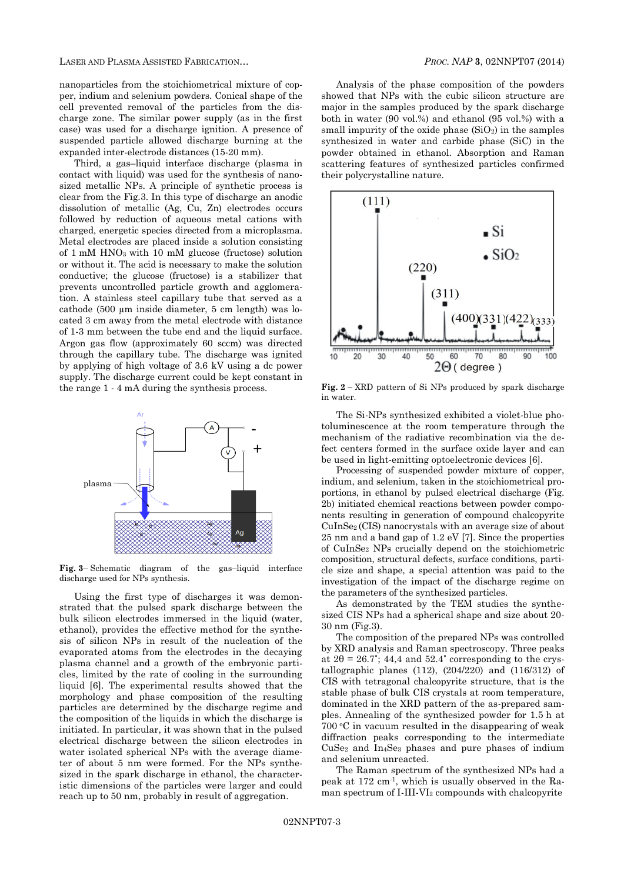nanoparticles from the stoichiometrical mixture of copper, indium and selenium powders. Conical shape of the cell prevented removal of the particles from the discharge zone. The similar power supply (as in the first case) was used for a discharge ignition. A presence of suspended particle allowed discharge burning at the expanded inter-electrode distances (15-20 mm).

Third, a gas–liquid interface discharge (plasma in contact with liquid) was used for the synthesis of nanosized metallic NPs. A principle of synthetic process is clear from the Fig.3. In this type of discharge an anodic dissolution of metallic (Ag, Cu, Zn) electrodes occurs followed by reduction of aqueous metal cations with charged, energetic species directed from a microplasma. Metal electrodes are placed inside a solution consisting of 1 mM $HNO_3$ with 10 mM glucose (fructose) solution or without it. The acid is necessary to make the solution conductive; the glucose (fructose) is a stabilizer that prevents uncontrolled particle growth and agglomeration. A stainless steel capillary tube that served as a cathode (500 µm inside diameter, 5 cm length) was located 3 cm away from the metal electrode with distance of 1-3 mm between the tube end and the liquid surface. Argon gas flow (approximately 60 sccm) was directed through the capillary tube. The discharge was ignited by applying of high voltage of 3.6 kV using a dc power supply. The discharge current could be kept constant in the range 1 - 4 mA during the synthesis process.

**Fig. 3**– Schematic diagram of the gas–liquid interface discharge used for NPs synthesis.

Using the first type of discharges it was demonstrated that the pulsed spark discharge between the bulk silicon electrodes immersed in the liquid (water, ethanol), provides the effective method for the synthesis of silicon NPs in result of the nucleation of the evaporated atoms from the electrodes in the decaying plasma channel and a growth of the embryonic particles, limited by the rate of cooling in the surrounding liquid [6]. The experimental results showed that the morphology and phase composition of the resulting particles are determined by the discharge regime and the composition of the liquids in which the discharge is initiated. In particular, it was shown that in the pulsed electrical discharge between the silicon electrodes in water isolated spherical NPs with the average diameter of about 5 nm were formed. For the NPs synthesized in the spark discharge in ethanol, the characteristic dimensions of the particles were larger and could reach up to 50 nm, probably in result of aggregation.

Analysis of the phase composition of the powders showed that NPs with the cubic silicon structure are major in the samples produced by the spark discharge both in water (90 vol.%) and ethanol (95 vol.%) with a small impurity of the oxide phase ($SiO_2$) in the samples synthesized in water and carbide phase (SiC) in the powder obtained in ethanol. Absorption and Raman scattering features of synthesized particles confirmed their polycrystalline nature.

**Fig. 2** – XRD pattern of Si NPs produced by spark discharge in water.

The Si-NPs synthesized exhibited a violet-blue photoluminescence at the room temperature through the mechanism of the radiative recombination via the defect centers formed in the surface oxide layer and can be used in light-emitting optoelectronic devices [6].

Processing of suspended powder mixture of copper, indium, and selenium, taken in the stoichiometrical proportions, in ethanol by pulsed electrical discharge (Fig. 2b) initiated chemical reactions between powder components resulting in generation of compound chalcopyrite $CuInSe_2$ (CIS) nanocrystals with an average size of about 25 nm and a band gap of 1.2 eV [7]. Since the properties of $CuInSe_2$ NPs crucially depend on the stoichiometric composition, structural defects, surface conditions, particle size and shape, a special attention was paid to the investigation of the impact of the discharge regime on the parameters of the synthesized particles.

As demonstrated by the TEM studies the synthesized CIS NPs had a spherical shape and size about 20-30 nm (Fig.3).

The composition of the prepared NPs was controlled by XRD analysis and Raman spectroscopy. Three peaks at $2\theta = 26.7^{\circ}$; 44,4 and 52.4° corresponding to the crystallographic planes (112), (204/220) and (116/312) of CIS with tetragonal chalcopyrite structure, that is the stable phase of bulk CIS crystals at room temperature, dominated in the XRD pattern of the as-prepared samples. Annealing of the synthesized powder for 1.5 h at 700 °C in vacuum resulted in the disappearing of weak diffraction peaks corresponding to the intermediate $CuSe_2$ and $In_4Se_3$ phases and pure phases of indium and selenium unreacted.

The Raman spectrum of the synthesized NPs had a peak at 172 cm$^{-1}$, which is usually observed in the Raman spectrum of I-III-$VI_2$ compounds with chalcopyrite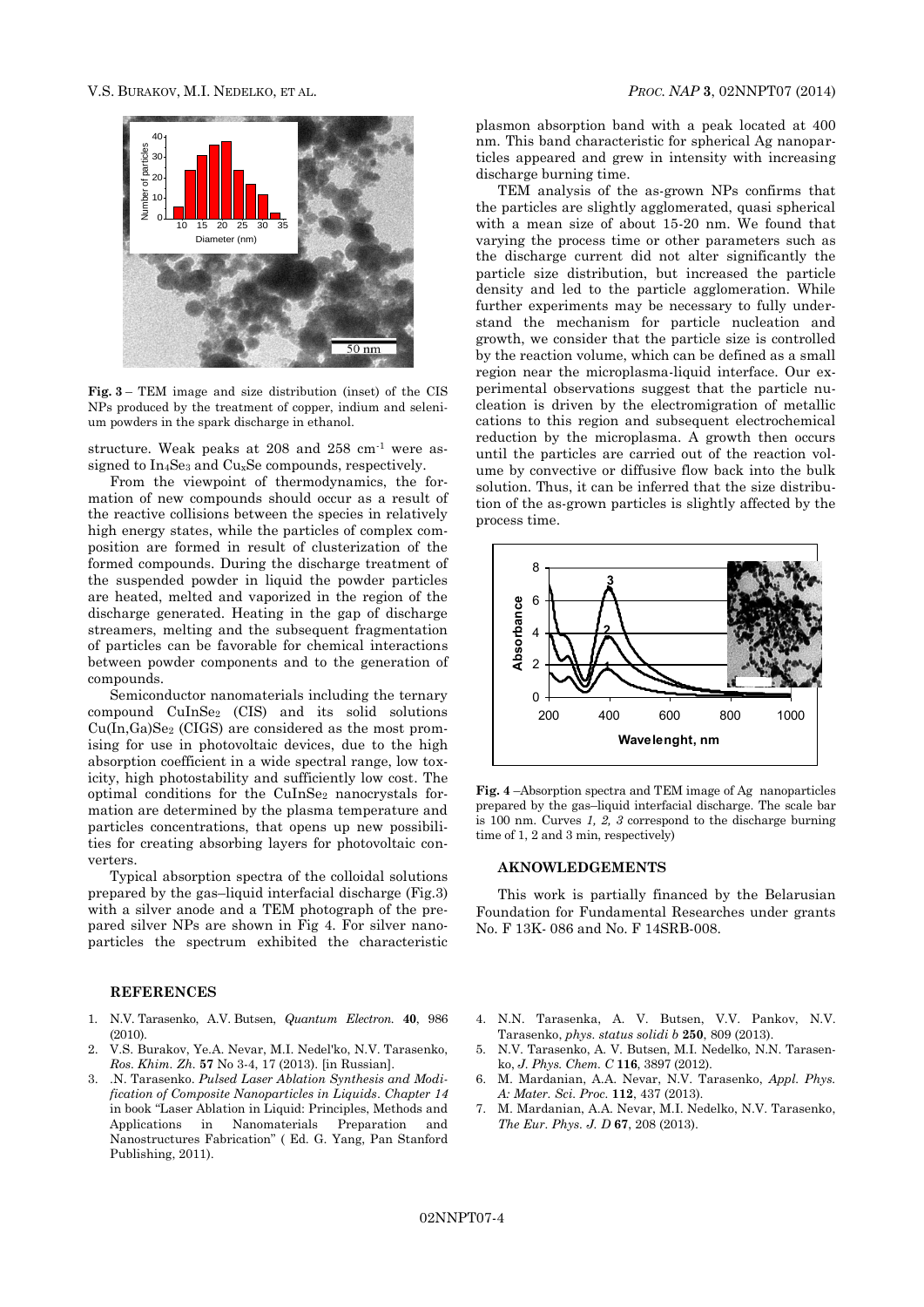**Fig. 3** – TEM image and size distribution (inset) of the CIS NPs produced by the treatment of copper, indium and selenium powders in the spark discharge in ethanol.

structure. Weak peaks at 208 and 258 cm$^{-1}$ were assigned to $In_4Se_3$ and $Cu_xSe$ compounds, respectively.

From the viewpoint of thermodynamics, the formation of new compounds should occur as a result of the reactive collisions between the species in relatively high energy states, while the particles of complex composition are formed in result of clusterization of the formed compounds. During the discharge treatment of the suspended powder in liquid the powder particles are heated, melted and vaporized in the region of the discharge generated. Heating in the gap of discharge streamers, melting and the subsequent fragmentation of particles can be favorable for chemical interactions between powder components and to the generation of compounds.

Semiconductor nanomaterials including the ternary compound $CuInSe_2$ (CIS) and its solid solutions $Cu(In,Ga)Se_2$ (CIGS) are considered as the most promising for use in photovoltaic devices, due to the high absorption coefficient in a wide spectral range, low toxicity, high photostability and sufficiently low cost. The optimal conditions for the $CuInSe_2$ nanocrystals formation are determined by the plasma temperature and particles concentrations, that opens up new possibilities for creating absorbing layers for photovoltaic converters.

Typical absorption spectra of the colloidal solutions prepared by the gas–liquid interfacial discharge (Fig.3) with a silver anode and a TEM photograph of the prepared silver NPs are shown in Fig 4. For silver nanoparticles the spectrum exhibited the characteristic plasmon absorption band with a peak located at 400 nm. This band characteristic for spherical Ag nanoparticles appeared and grew in intensity with increasing discharge burning time.

TEM analysis of the as-grown NPs confirms that the particles are slightly agglomerated, quasi spherical with a mean size of about 15-20 nm. We found that varying the process time or other parameters such as the discharge current did not alter significantly the particle size distribution, but increased the particle density and led to the particle agglomeration. While further experiments may be necessary to fully understand the mechanism for particle nucleation and growth, we consider that the particle size is controlled by the reaction volume, which can be defined as a small region near the microplasma-liquid interface. Our experimental observations suggest that the particle nucleation is driven by the electromigration of metallic cations to this region and subsequent electrochemical reduction by the microplasma. A growth then occurs until the particles are carried out of the reaction volume by convective or diffusive flow back into the bulk solution. Thus, it can be inferred that the size distribution of the as-grown particles is slightly affected by the process time.

**Fig. 4** –Absorption spectra and TEM image of Ag nanoparticles prepared by the gas–liquid interfacial discharge. The scale bar is 100 nm. Curves *1, 2, 3* correspond to the discharge burning time of 1, 2 and 3 min, respectively)

### AKNOWLEDGEMENTS

This work is partially financed by the Belarusian Foundation for Fundamental Researches under grants No. F 13K- 086 and No. F 14SRB-008.

### REFERENCES

1. N.V. Tarasenko, A.V. Butsen, *Quantum Electron.* **40**, 986 (2010).
2. V.S. Burakov, Ye.A. Nevar, M.I. Nedel'ko, N.V. Tarasenko, *Ros. Khim. Zh.* **57** No 3-4, 17 (2013). [in Russian].
3. .N. Tarasenko. *Pulsed Laser Ablation Synthesis and Modification of Composite Nanoparticles in Liquids*. *Chapter 14* in book "Laser Ablation in Liquid: Principles, Methods and Applications in Nanomaterials Preparation and Nanostructures Fabrication" ( Ed. G. Yang, Pan Stanford Publishing, 2011).
4. N.N. Tarasenka, A. V. Butsen, V.V. Pankov, N.V. Tarasenko, *phys. status solidi b* **250**, 809 (2013).
5. N.V. Tarasenko, A. V. Butsen, M.I. Nedelko, N.N. Tarasenko, *J. Phys. Chem. C* **116**, 3897 (2012).
6. M. Mardanian, A.A. Nevar, N.V. Tarasenko, *Appl. Phys. A: Mater. Sci. Proc.* **112**, 437 (2013).
7. M. Mardanian, A.A. Nevar, M.I. Nedelko, N.V. Tarasenko, *The Eur. Phys. J. D* **67**, 208 (2013).